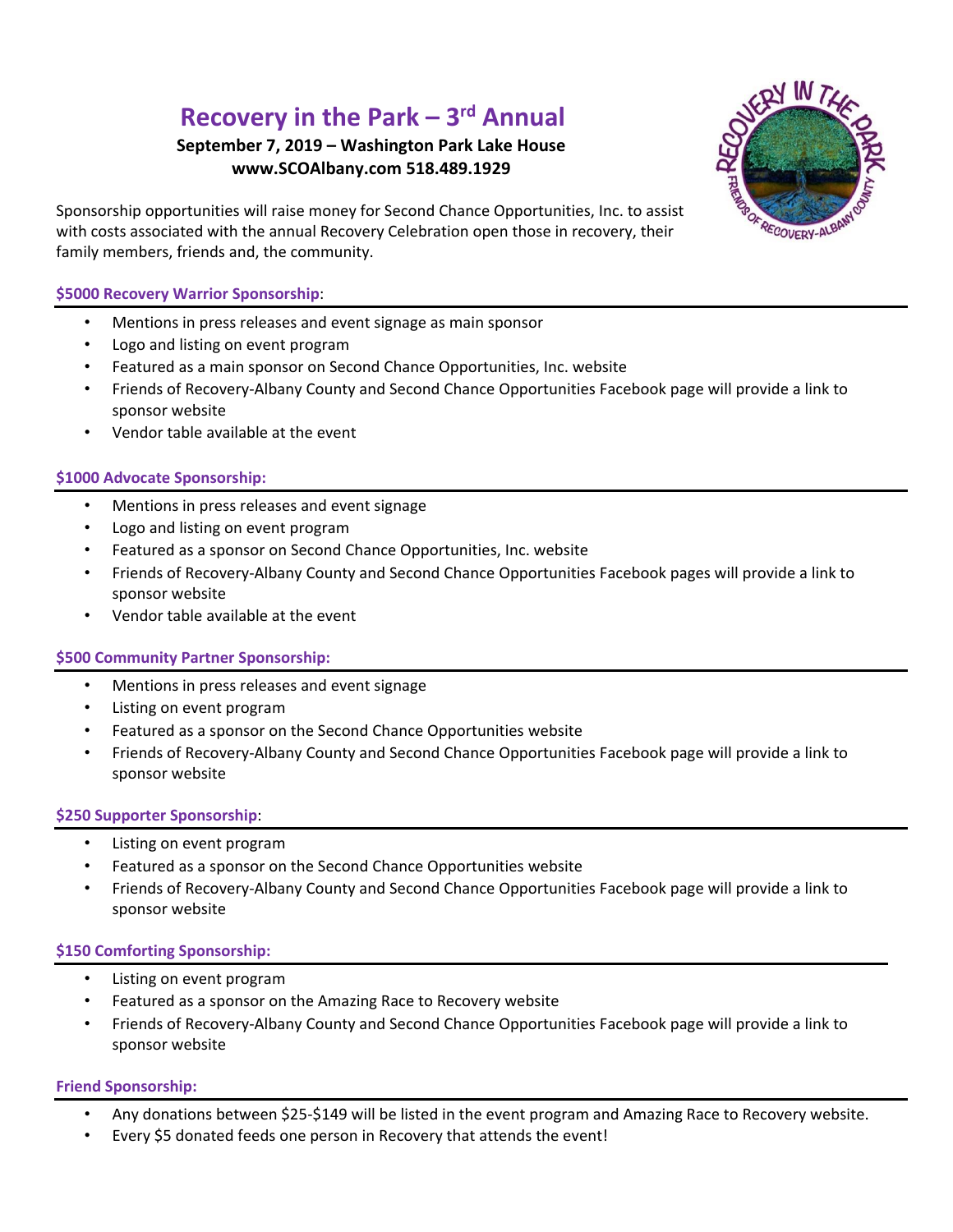# Recovery in the Park – 3rd Annual

**September 7, 2019 – Washington Park Lake House**
**www.SCOAlbany.com 518.489.1929**

Sponsorship opportunities will raise money for Second Chance Opportunities, Inc. to assist with costs associated with the annual Recovery Celebration open those in recovery, their family members, friends and, the community.

### $5000 Recovery Warrior Sponsorship:

- Mentions in press releases and event signage as main sponsor
- Logo and listing on event program
- Featured as a main sponsor on Second Chance Opportunities, Inc. website
- Friends of Recovery-Albany County and Second Chance Opportunities Facebook page will provide a link to sponsor website
- Vendor table available at the event

### $1000 Advocate Sponsorship:

- Mentions in press releases and event signage
- Logo and listing on event program
- Featured as a sponsor on Second Chance Opportunities, Inc. website
- Friends of Recovery-Albany County and Second Chance Opportunities Facebook pages will provide a link to sponsor website
- Vendor table available at the event

### $500 Community Partner Sponsorship:

- Mentions in press releases and event signage
- Listing on event program
- Featured as a sponsor on the Second Chance Opportunities website
- Friends of Recovery-Albany County and Second Chance Opportunities Facebook page will provide a link to sponsor website

### $250 Supporter Sponsorship:

- Listing on event program
- Featured as a sponsor on the Second Chance Opportunities website
- Friends of Recovery-Albany County and Second Chance Opportunities Facebook page will provide a link to sponsor website

### $150 Comforting Sponsorship:

- Listing on event program
- Featured as a sponsor on the Amazing Race to Recovery website
- Friends of Recovery-Albany County and Second Chance Opportunities Facebook page will provide a link to sponsor website

### Friend Sponsorship:

- Any donations between $25-$149 will be listed in the event program and Amazing Race to Recovery website.
- Every $5 donated feeds one person in Recovery that attends the event!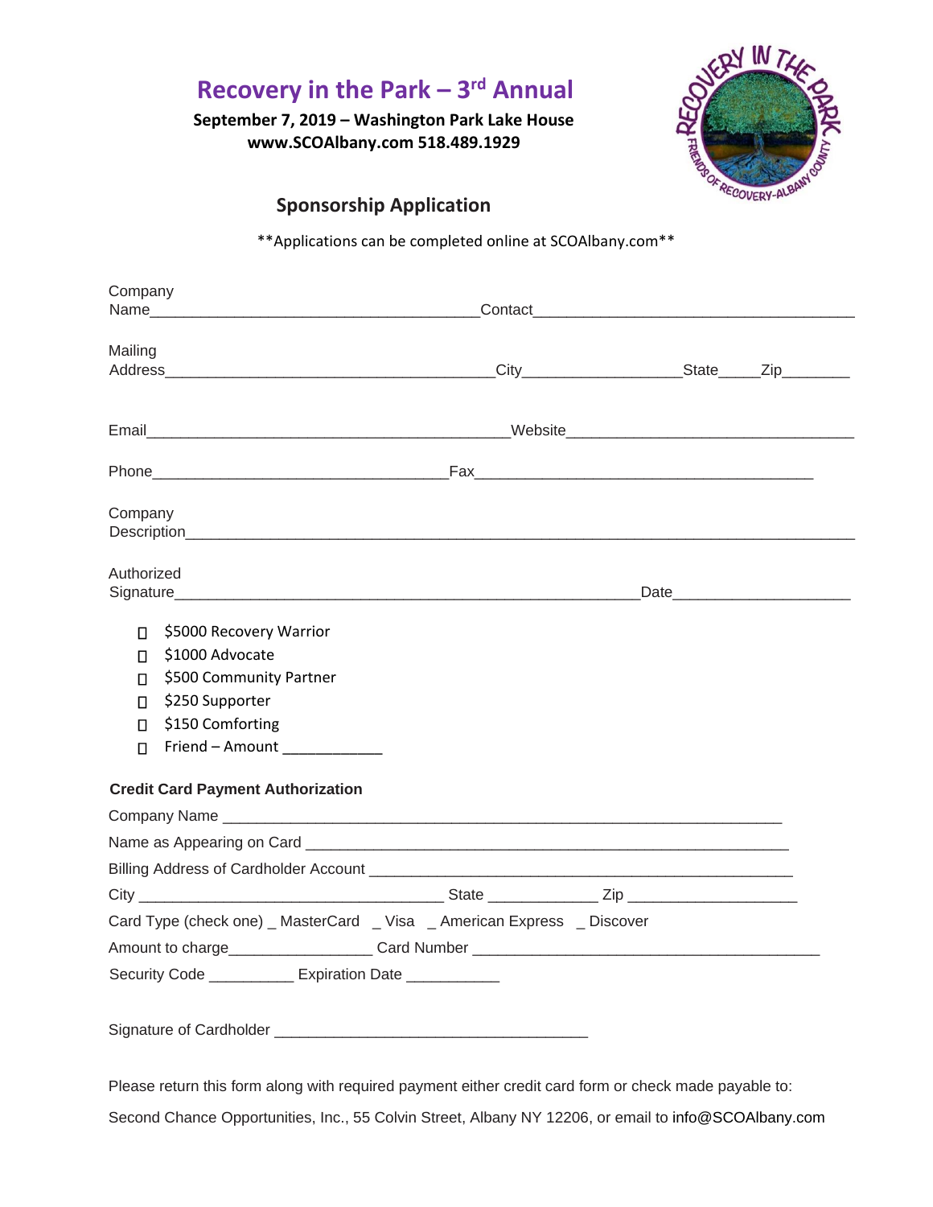# Recovery in the Park – 3rd Annual

**September 7, 2019 – Washington Park Lake House**
**www.SCOAlbany.com 518.489.1929**

## Sponsorship Application

**Applications can be completed online at SCOAlbany.com**

Company Name________________________________________Contact_______________________________________

Mailing Address________________________________________City__________________State_____Zip________

Email____________________________________________Website__________________________________

Phone____________________________________Fax__________________________________________

Company Description__________________________________________________________________________

Authorized Signature_____________________________________________________Date_____________________

- ☐ $5000 Recovery Warrior
- ☐ $1000 Advocate
- ☐ $500 Community Partner
- ☐ $250 Supporter
- ☐ $150 Comforting
- ☐ Friend – Amount ___________

**Credit Card Payment Authorization**

Company Name ___________________________________________________________________

Name as Appearing on Card __________________________________________________________

Billing Address of Cardholder Account ________________________________________________

City ____________________________________ State _____________ Zip ____________________

Card Type (check one) _ MasterCard _ Visa _ American Express _ Discover

Amount to charge_________________ Card Number __________________________________________

Security Code __________ Expiration Date ___________

Signature of Cardholder ____________________________________

Please return this form along with required payment either credit card form or check made payable to:

Second Chance Opportunities, Inc., 55 Colvin Street, Albany NY 12206, or email to info@SCOAlbany.com